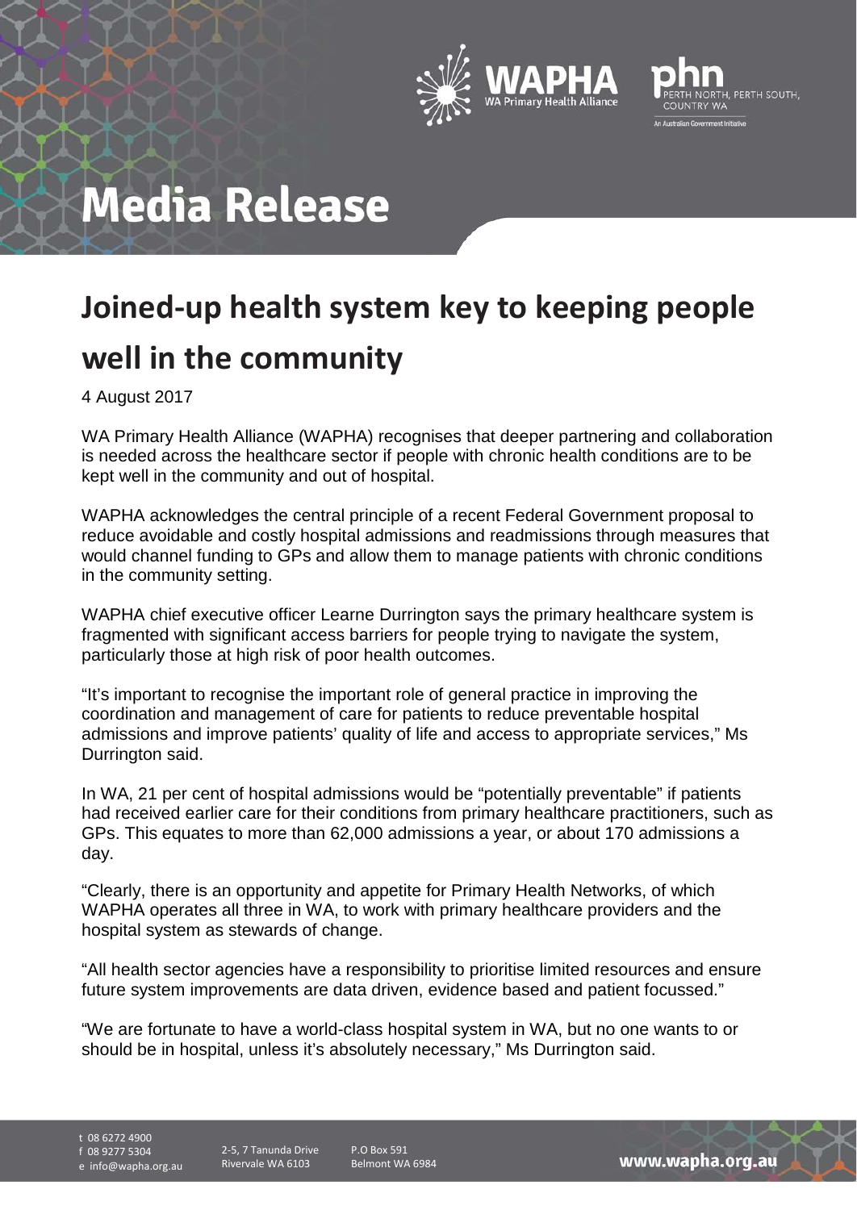# Media Release

## Joined-up health system key to keeping people well in the community

4 August 2017

WA Primary Health Alliance (WAPHA) recognises that deeper partnering and collaboration is needed across the healthcare sector if people with chronic health conditions are to be kept well in the community and out of hospital.

WAPHA acknowledges the central principle of a recent Federal Government proposal to reduce avoidable and costly hospital admissions and readmissions through measures that would channel funding to GPs and allow them to manage patients with chronic conditions in the community setting.

WAPHA chief executive officer Learne Durrington says the primary healthcare system is fragmented with significant access barriers for people trying to navigate the system, particularly those at high risk of poor health outcomes.

"It's important to recognise the important role of general practice in improving the coordination and management of care for patients to reduce preventable hospital admissions and improve patients' quality of life and access to appropriate services," Ms Durrington said.

In WA, 21 per cent of hospital admissions would be "potentially preventable" if patients had received earlier care for their conditions from primary healthcare practitioners, such as GPs. This equates to more than 62,000 admissions a year, or about 170 admissions a day.

"Clearly, there is an opportunity and appetite for Primary Health Networks, of which WAPHA operates all three in WA, to work with primary healthcare providers and the hospital system as stewards of change.

"All health sector agencies have a responsibility to prioritise limited resources and ensure future system improvements are data driven, evidence based and patient focussed."

"We are fortunate to have a world-class hospital system in WA, but no one wants to or should be in hospital, unless it's absolutely necessary," Ms Durrington said.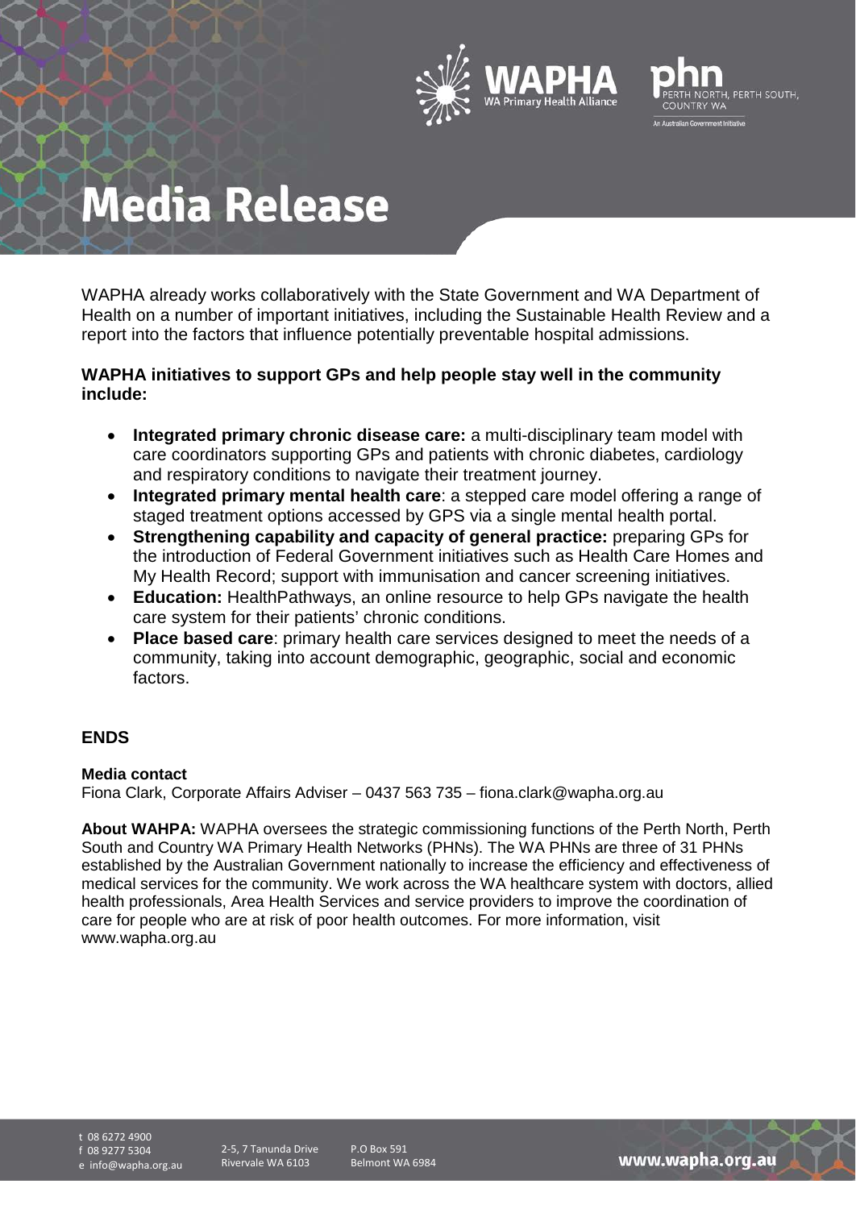# Media Release

WAPHA already works collaboratively with the State Government and WA Department of Health on a number of important initiatives, including the Sustainable Health Review and a report into the factors that influence potentially preventable hospital admissions.

**WAPHA initiatives to support GPs and help people stay well in the community include:**

- **Integrated primary chronic disease care:** a multi-disciplinary team model with care coordinators supporting GPs and patients with chronic diabetes, cardiology and respiratory conditions to navigate their treatment journey.
- **Integrated primary mental health care**: a stepped care model offering a range of staged treatment options accessed by GPS via a single mental health portal.
- **Strengthening capability and capacity of general practice:** preparing GPs for the introduction of Federal Government initiatives such as Health Care Homes and My Health Record; support with immunisation and cancer screening initiatives.
- **Education:** HealthPathways, an online resource to help GPs navigate the health care system for their patients' chronic conditions.
- **Place based care**: primary health care services designed to meet the needs of a community, taking into account demographic, geographic, social and economic factors.

## ENDS

**Media contact**
Fiona Clark, Corporate Affairs Adviser – 0437 563 735 – fiona.clark@wapha.org.au

**About WAHPA:** WAPHA oversees the strategic commissioning functions of the Perth North, Perth South and Country WA Primary Health Networks (PHNs). The WA PHNs are three of 31 PHNs established by the Australian Government nationally to increase the efficiency and effectiveness of medical services for the community. We work across the WA healthcare system with doctors, allied health professionals, Area Health Services and service providers to improve the coordination of care for people who are at risk of poor health outcomes. For more information, visit www.wapha.org.au